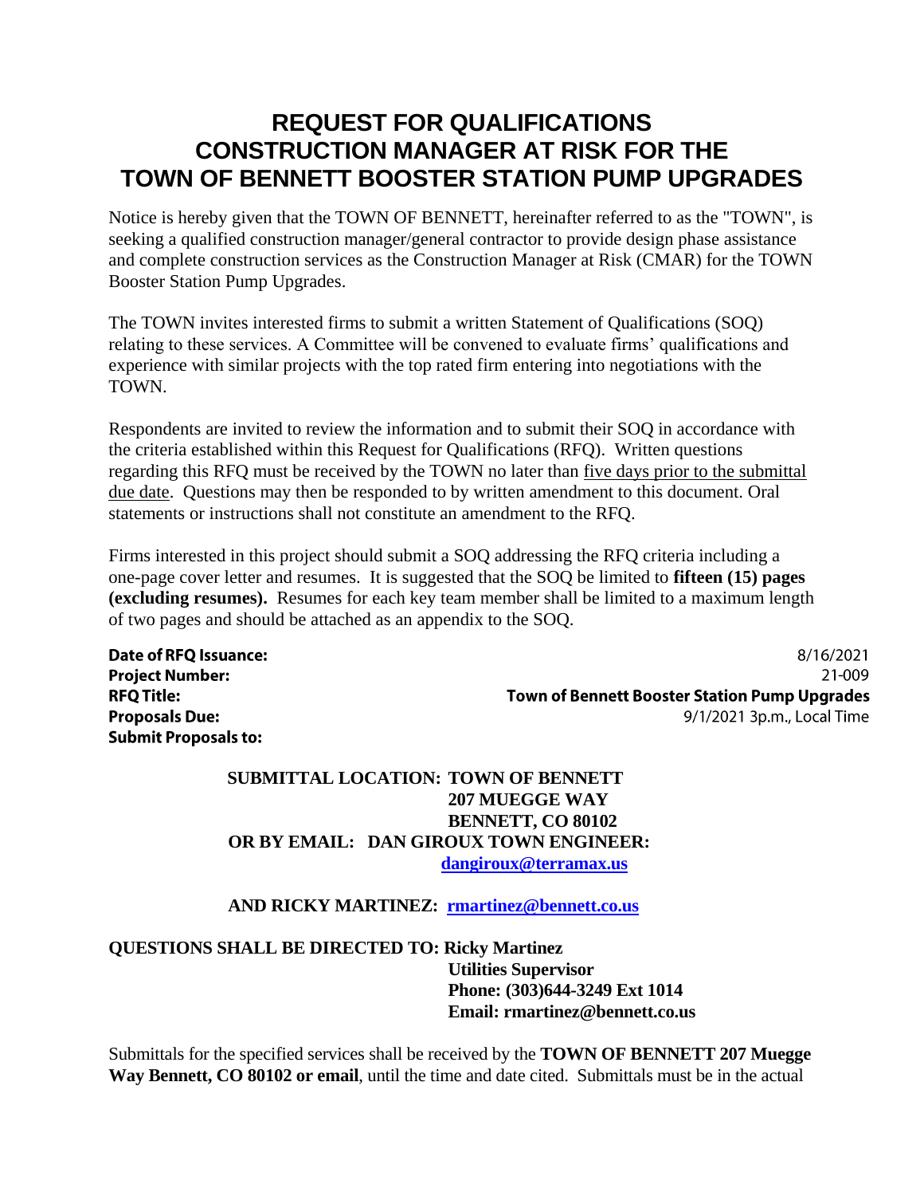# REQUEST FOR QUALIFICATIONS CONSTRUCTION MANAGER AT RISK FOR THE TOWN OF BENNETT BOOSTER STATION PUMP UPGRADES

Notice is hereby given that the TOWN OF BENNETT, hereinafter referred to as the "TOWN", is seeking a qualified construction manager/general contractor to provide design phase assistance and complete construction services as the Construction Manager at Risk (CMAR) for the TOWN Booster Station Pump Upgrades.

The TOWN invites interested firms to submit a written Statement of Qualifications (SOQ) relating to these services. A Committee will be convened to evaluate firms' qualifications and experience with similar projects with the top rated firm entering into negotiations with the TOWN.

Respondents are invited to review the information and to submit their SOQ in accordance with the criteria established within this Request for Qualifications (RFQ). Written questions regarding this RFQ must be received by the TOWN no later than five days prior to the submittal due date. Questions may then be responded to by written amendment to this document. Oral statements or instructions shall not constitute an amendment to the RFQ.

Firms interested in this project should submit a SOQ addressing the RFQ criteria including a one-page cover letter and resumes. It is suggested that the SOQ be limited to **fifteen (15) pages (excluding resumes).** Resumes for each key team member shall be limited to a maximum length of two pages and should be attached as an appendix to the SOQ.

| | |
|---|---|
| **Date of RFQ Issuance:** | 8/16/2021 |
| **Project Number:** | 21-009 |
| **RFQ Title:** | **Town of Bennett Booster Station Pump Upgrades** |
| **Proposals Due:** | 9/1/2021 3p.m., Local Time |
| **Submit Proposals to:** | |

**SUBMITTAL LOCATION: TOWN OF BENNETT**
**207 MUEGGE WAY**
**BENNETT, CO 80102**
**OR BY EMAIL: DAN GIROUX TOWN ENGINEER:**
**dangiroux@terramax.us**

**AND RICKY MARTINEZ: rmartinez@bennett.co.us**

**QUESTIONS SHALL BE DIRECTED TO: Ricky Martinez**
**Utilities Supervisor**
**Phone: (303)644-3249 Ext 1014**
**Email: rmartinez@bennett.co.us**

Submittals for the specified services shall be received by the **TOWN OF BENNETT 207 Muegge Way Bennett, CO 80102 or email**, until the time and date cited. Submittals must be in the actual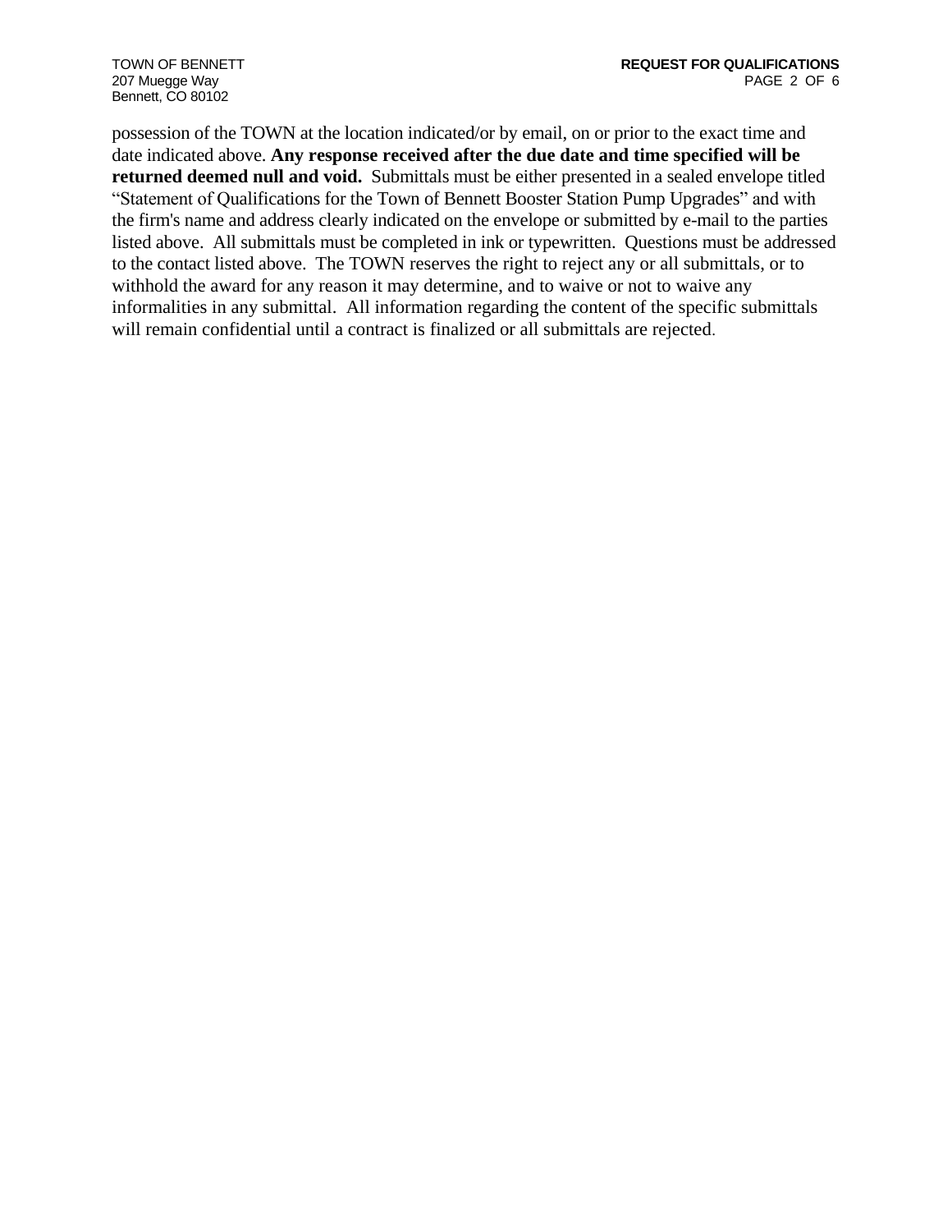possession of the TOWN at the location indicated/or by email, on or prior to the exact time and date indicated above. **Any response received after the due date and time specified will be returned deemed null and void.** Submittals must be either presented in a sealed envelope titled "Statement of Qualifications for the Town of Bennett Booster Station Pump Upgrades" and with the firm's name and address clearly indicated on the envelope or submitted by e-mail to the parties listed above. All submittals must be completed in ink or typewritten. Questions must be addressed to the contact listed above. The TOWN reserves the right to reject any or all submittals, or to withhold the award for any reason it may determine, and to waive or not to waive any informalities in any submittal. All information regarding the content of the specific submittals will remain confidential until a contract is finalized or all submittals are rejected.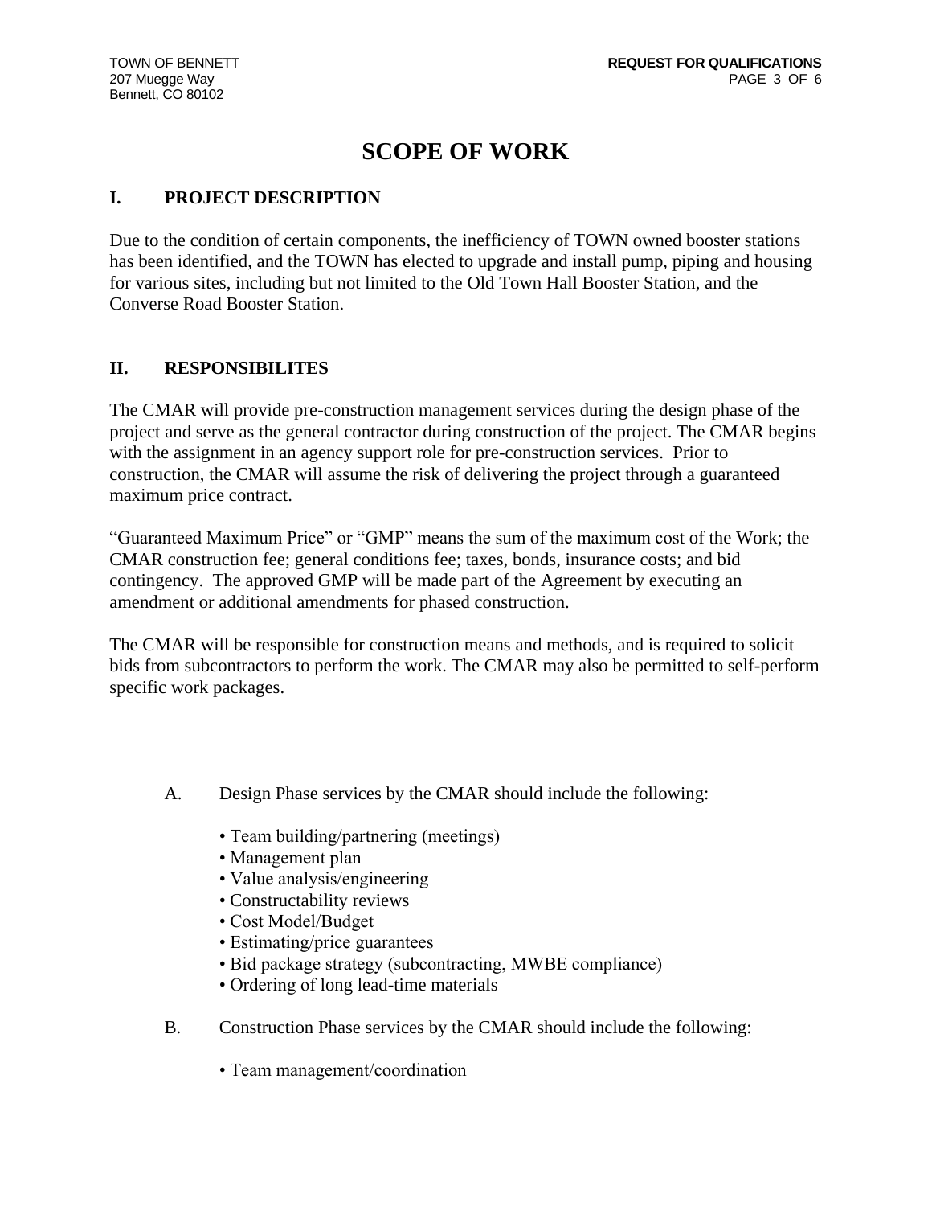# SCOPE OF WORK

## I. PROJECT DESCRIPTION

Due to the condition of certain components, the inefficiency of TOWN owned booster stations has been identified, and the TOWN has elected to upgrade and install pump, piping and housing for various sites, including but not limited to the Old Town Hall Booster Station, and the Converse Road Booster Station.

## II. RESPONSIBILITES

The CMAR will provide pre-construction management services during the design phase of the project and serve as the general contractor during construction of the project. The CMAR begins with the assignment in an agency support role for pre-construction services. Prior to construction, the CMAR will assume the risk of delivering the project through a guaranteed maximum price contract.

"Guaranteed Maximum Price" or "GMP" means the sum of the maximum cost of the Work; the CMAR construction fee; general conditions fee; taxes, bonds, insurance costs; and bid contingency. The approved GMP will be made part of the Agreement by executing an amendment or additional amendments for phased construction.

The CMAR will be responsible for construction means and methods, and is required to solicit bids from subcontractors to perform the work. The CMAR may also be permitted to self-perform specific work packages.

A. Design Phase services by the CMAR should include the following:

- Team building/partnering (meetings)
- Management plan
- Value analysis/engineering
- Constructability reviews
- Cost Model/Budget
- Estimating/price guarantees
- Bid package strategy (subcontracting, MWBE compliance)
- Ordering of long lead-time materials

B. Construction Phase services by the CMAR should include the following:

- Team management/coordination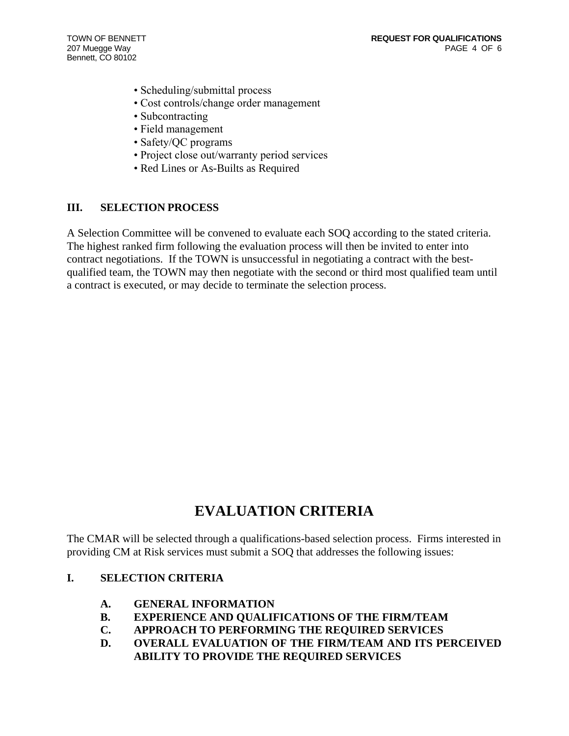- Scheduling/submittal process
- Cost controls/change order management
- Subcontracting
- Field management
- Safety/QC programs
- Project close out/warranty period services
- Red Lines or As-Builts as Required

## III. SELECTION PROCESS

A Selection Committee will be convened to evaluate each SOQ according to the stated criteria. The highest ranked firm following the evaluation process will then be invited to enter into contract negotiations. If the TOWN is unsuccessful in negotiating a contract with the best-qualified team, the TOWN may then negotiate with the second or third most qualified team until a contract is executed, or may decide to terminate the selection process.

# EVALUATION CRITERIA

The CMAR will be selected through a qualifications-based selection process. Firms interested in providing CM at Risk services must submit a SOQ that addresses the following issues:

## I. SELECTION CRITERIA

**A. GENERAL INFORMATION**
**B. EXPERIENCE AND QUALIFICATIONS OF THE FIRM/TEAM**
**C. APPROACH TO PERFORMING THE REQUIRED SERVICES**
**D. OVERALL EVALUATION OF THE FIRM/TEAM AND ITS PERCEIVED ABILITY TO PROVIDE THE REQUIRED SERVICES**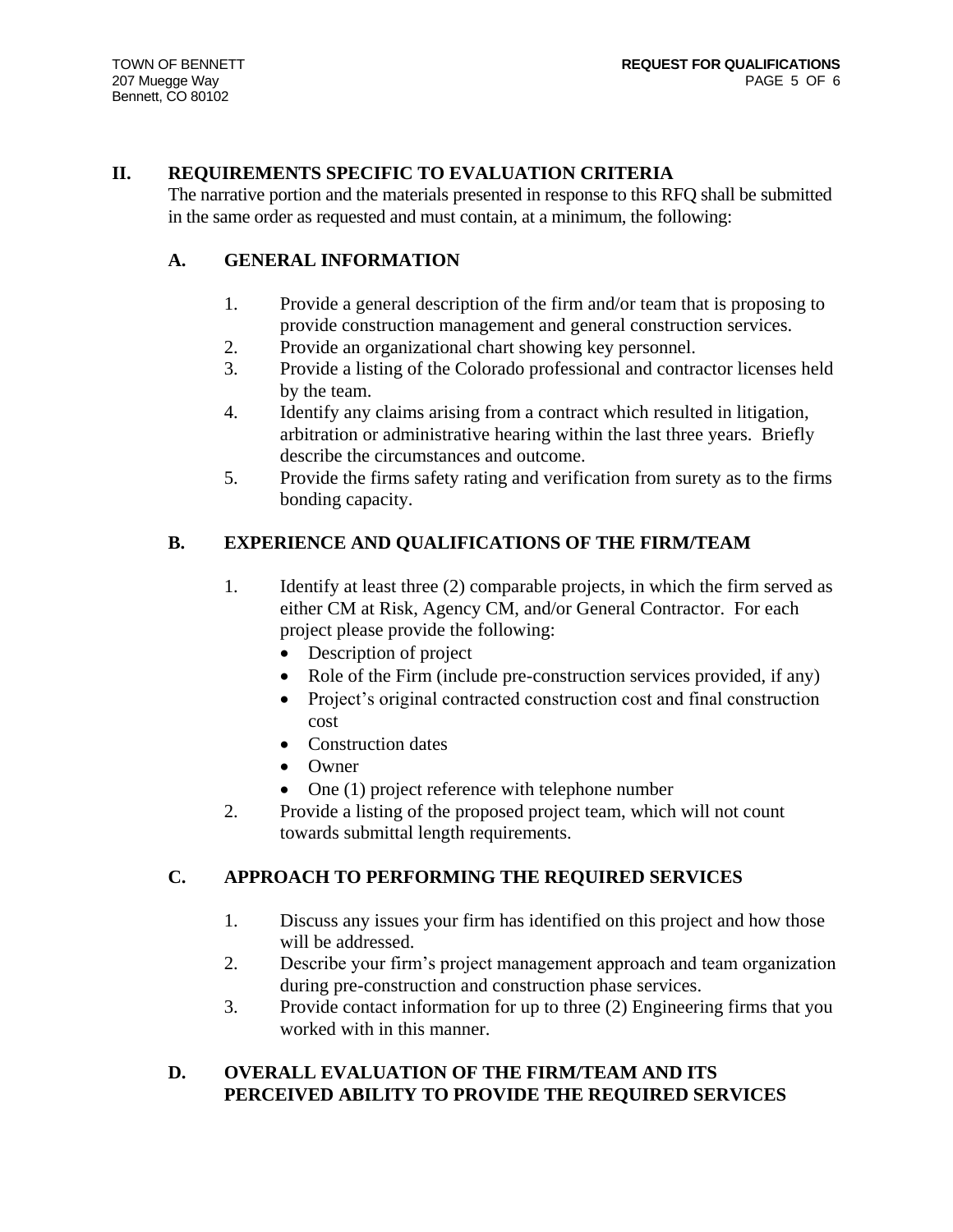## II. REQUIREMENTS SPECIFIC TO EVALUATION CRITERIA

The narrative portion and the materials presented in response to this RFQ shall be submitted in the same order as requested and must contain, at a minimum, the following:

### A. GENERAL INFORMATION

1. Provide a general description of the firm and/or team that is proposing to provide construction management and general construction services.
2. Provide an organizational chart showing key personnel.
3. Provide a listing of the Colorado professional and contractor licenses held by the team.
4. Identify any claims arising from a contract which resulted in litigation, arbitration or administrative hearing within the last three years. Briefly describe the circumstances and outcome.
5. Provide the firms safety rating and verification from surety as to the firms bonding capacity.

### B. EXPERIENCE AND QUALIFICATIONS OF THE FIRM/TEAM

1. Identify at least three (2) comparable projects, in which the firm served as either CM at Risk, Agency CM, and/or General Contractor. For each project please provide the following:
   - Description of project
   - Role of the Firm (include pre-construction services provided, if any)
   - Project's original contracted construction cost and final construction cost
   - Construction dates
   - Owner
   - One (1) project reference with telephone number
2. Provide a listing of the proposed project team, which will not count towards submittal length requirements.

### C. APPROACH TO PERFORMING THE REQUIRED SERVICES

1. Discuss any issues your firm has identified on this project and how those will be addressed.
2. Describe your firm's project management approach and team organization during pre-construction and construction phase services.
3. Provide contact information for up to three (2) Engineering firms that you worked with in this manner.

### D. OVERALL EVALUATION OF THE FIRM/TEAM AND ITS PERCEIVED ABILITY TO PROVIDE THE REQUIRED SERVICES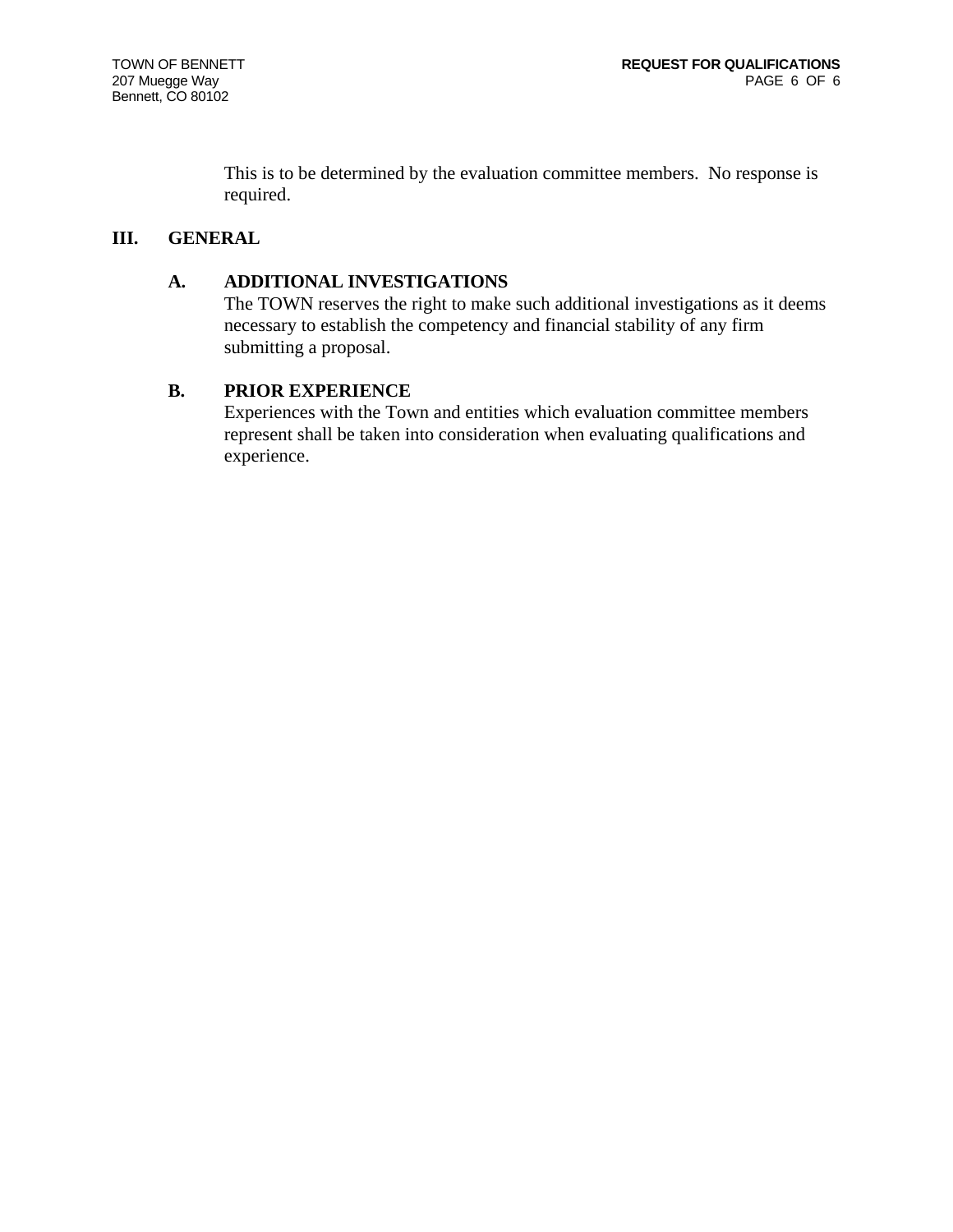This is to be determined by the evaluation committee members. No response is required.

## III. GENERAL

### A. ADDITIONAL INVESTIGATIONS

The TOWN reserves the right to make such additional investigations as it deems necessary to establish the competency and financial stability of any firm submitting a proposal.

### B. PRIOR EXPERIENCE

Experiences with the Town and entities which evaluation committee members represent shall be taken into consideration when evaluating qualifications and experience.